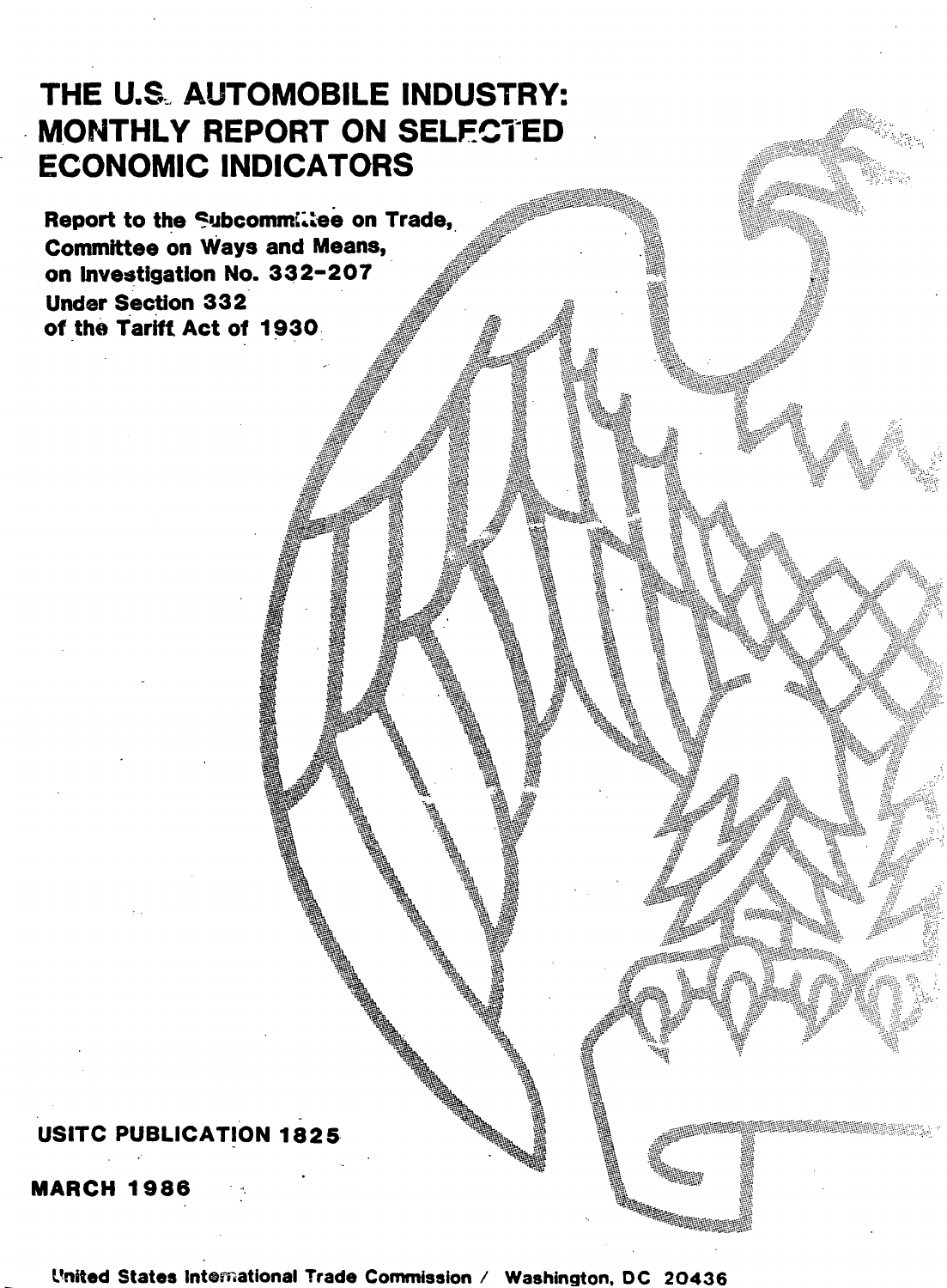# THE U.S. AUTOMOBILE INDUSTRY: MONTHLY REPORT ON SELECTED ECONOMIC INDICATORS

**Report to the Subcommittee on Trade, Committee on Ways and Means, on Investigation No. 332-207 Under Section 332 of the Tariff Act of 1930**

**USITC PUBLICATION 1825**

**MARCH 1986**

United States International Trade Commission / Washington, DC 20436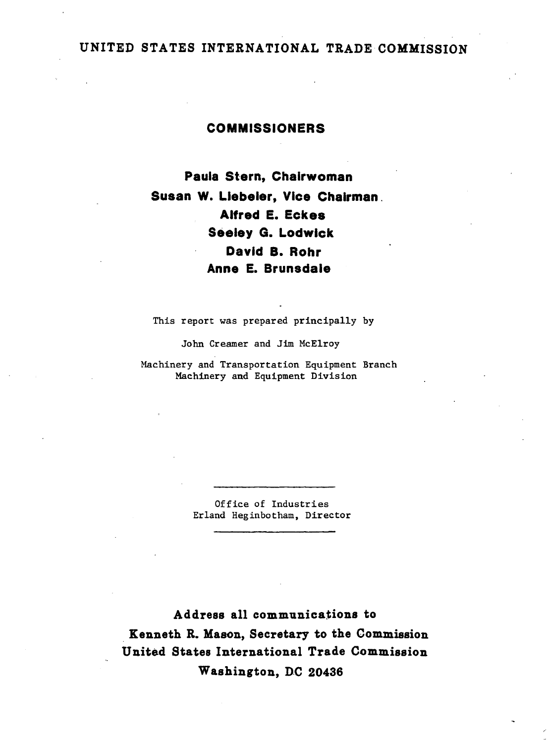UNITED STATES INTERNATIONAL TRADE COMMISSION

## COMMISSIONERS

**Paula Stern, Chairwoman**

**Susan W. Liebeler, Vice Chairman**

**Alfred E. Eckes**

**Seeley G. Lodwick**

**David B. Rohr**

**Anne E. Brunsdale**

This report was prepared principally by

John Creamer and Jim McElroy

Machinery and Transportation Equipment Branch
Machinery and Equipment Division

---

Office of Industries
Erland Heginbotham, Director

---

**Address all communications to**
**Kenneth R. Mason, Secretary to the Commission**
**United States International Trade Commission**
**Washington, DC 20436**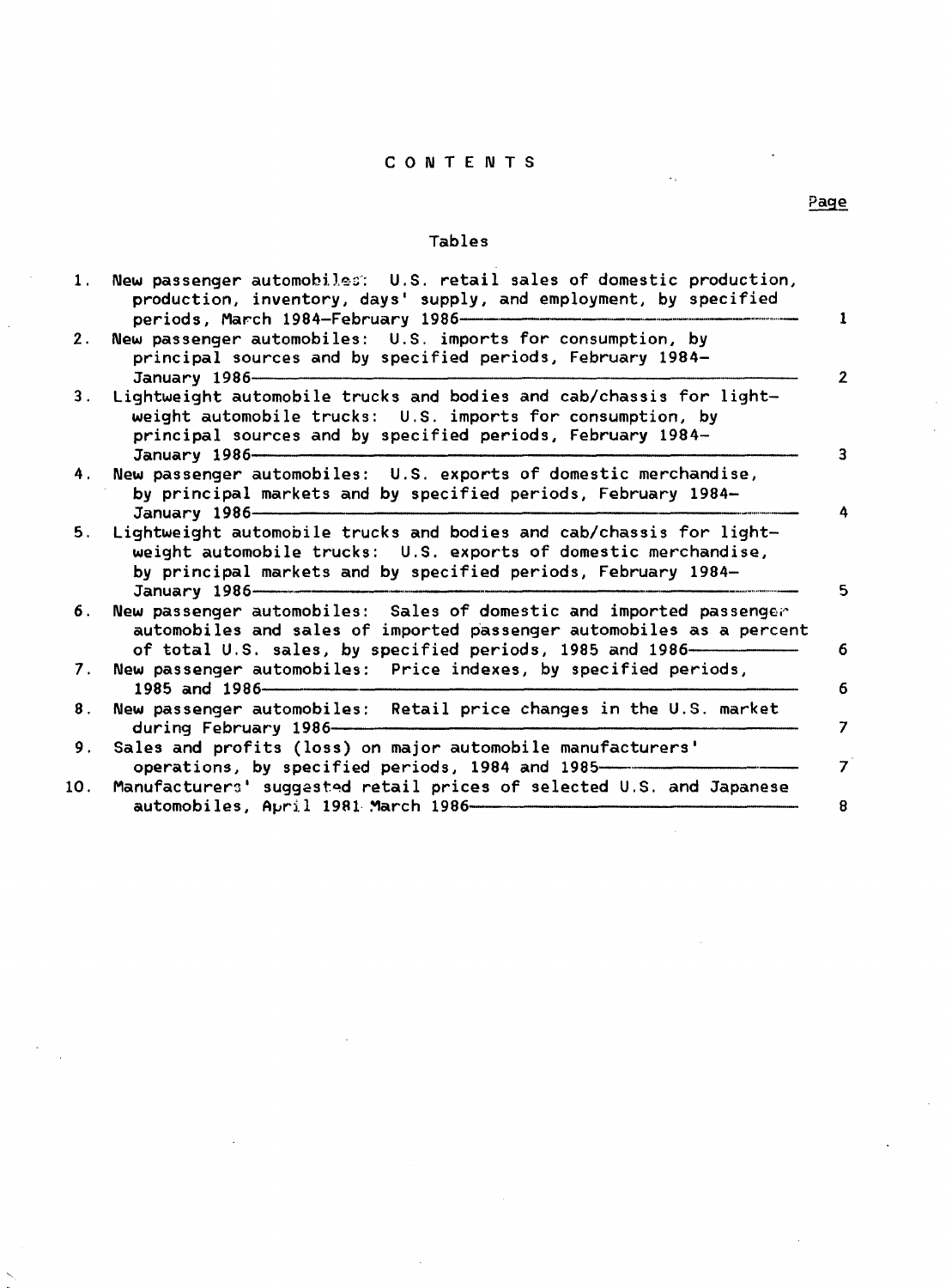# CONTENTS

## Tables

| | | Page |
|---|---|---|
| 1. | New passenger automobiles: U.S. retail sales of domestic production, production, inventory, days' supply, and employment, by specified periods, March 1984–February 1986 | 1 |
| 2. | New passenger automobiles: U.S. imports for consumption, by principal sources and by specified periods, February 1984–January 1986 | 2 |
| 3. | Lightweight automobile trucks and bodies and cab/chassis for lightweight automobile trucks: U.S. imports for consumption, by principal sources and by specified periods, February 1984–January 1986 | 3 |
| 4. | New passenger automobiles: U.S. exports of domestic merchandise, by principal markets and by specified periods, February 1984–January 1986 | 4 |
| 5. | Lightweight automobile trucks and bodies and cab/chassis for lightweight automobile trucks: U.S. exports of domestic merchandise, by principal markets and by specified periods, February 1984–January 1986 | 5 |
| 6. | New passenger automobiles: Sales of domestic and imported passenger automobiles and sales of imported passenger automobiles as a percent of total U.S. sales, by specified periods, 1985 and 1986 | 6 |
| 7. | New passenger automobiles: Price indexes, by specified periods, 1985 and 1986 | 6 |
| 8. | New passenger automobiles: Retail price changes in the U.S. market during February 1986 | 7 |
| 9. | Sales and profits (loss) on major automobile manufacturers' operations, by specified periods, 1984 and 1985 | 7 |
| 10. | Manufacturers' suggested retail prices of selected U.S. and Japanese automobiles, April 1981–March 1986 | 8 |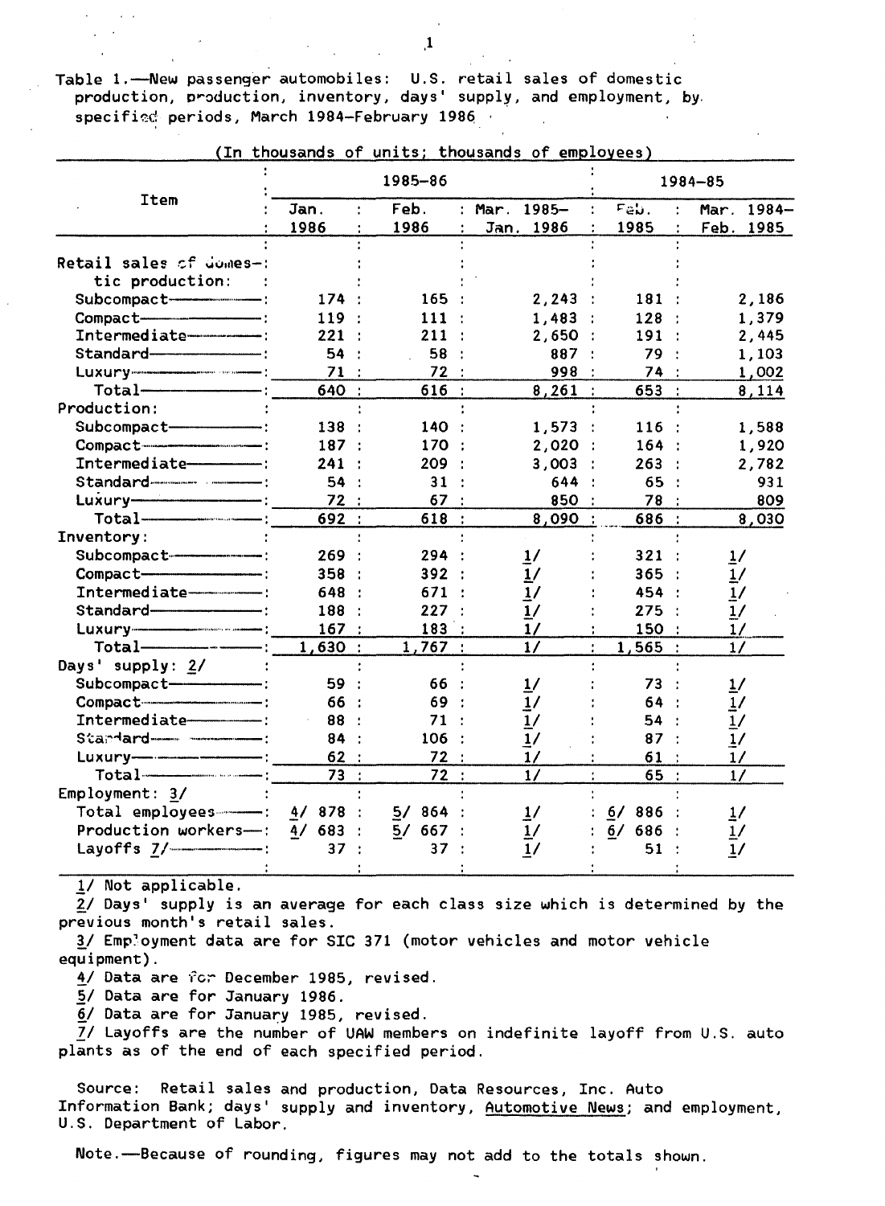Table 1.—New passenger automobiles: U.S. retail sales of domestic production, production, inventory, days' supply, and employment, by specified periods, March 1984–February 1986

(In thousands of units; thousands of employees)

| Item | 1985–86 | | | 1984–85 | |
|---|---|---|---|---|---|
| | Jan. 1986 | Feb. 1986 | Mar. 1985–Jan. 1986 | Feb. 1985 | Mar. 1984–Feb. 1985 |
| Retail sales of domestic production: | | | | | |
| Subcompact | 174 | 165 | 2,243 | 181 | 2,186 |
| Compact | 119 | 111 | 1,483 | 128 | 1,379 |
| Intermediate | 221 | 211 | 2,650 | 191 | 2,445 |
| Standard | 54 | 58 | 887 | 79 | 1,103 |
| Luxury | 71 | 72 | 998 | 74 | 1,002 |
| Total | 640 | 616 | 8,261 | 653 | 8,114 |
| Production: | | | | | |
| Subcompact | 138 | 140 | 1,573 | 116 | 1,588 |
| Compact | 187 | 170 | 2,020 | 164 | 1,920 |
| Intermediate | 241 | 209 | 3,003 | 263 | 2,782 |
| Standard | 54 | 31 | 644 | 65 | 931 |
| Luxury | 72 | 67 | 850 | 78 | 809 |
| Total | 692 | 618 | 8,090 | 686 | 8,030 |
| Inventory: | | | | | |
| Subcompact | 269 | 294 | 1/ | 321 | 1/ |
| Compact | 358 | 392 | 1/ | 365 | 1/ |
| Intermediate | 648 | 671 | 1/ | 454 | 1/ |
| Standard | 188 | 227 | 1/ | 275 | 1/ |
| Luxury | 167 | 183 | 1/ | 150 | 1/ |
| Total | 1,630 | 1,767 | 1/ | 1,565 | 1/ |
| Days' supply: 2/ | | | | | |
| Subcompact | 59 | 66 | 1/ | 73 | 1/ |
| Compact | 66 | 69 | 1/ | 64 | 1/ |
| Intermediate | 88 | 71 | 1/ | 54 | 1/ |
| Standard | 84 | 106 | 1/ | 87 | 1/ |
| Luxury | 62 | 72 | 1/ | 61 | 1/ |
| Total | 73 | 72 | 1/ | 65 | 1/ |
| Employment: 3/ | | | | | |
| Total employees | 4/ 878 | 5/ 864 | 1/ | 6/ 886 | 1/ |
| Production workers | 4/ 683 | 5/ 667 | 1/ | 6/ 686 | 1/ |
| Layoffs 7/ | 37 | 37 | 1/ | 51 | 1/ |

1/ Not applicable.
2/ Days' supply is an average for each class size which is determined by the previous month's retail sales.
3/ Employment data are for SIC 371 (motor vehicles and motor vehicle equipment).
4/ Data are for December 1985, revised.
5/ Data are for January 1986.
6/ Data are for January 1985, revised.
7/ Layoffs are the number of UAW members on indefinite layoff from U.S. auto plants as of the end of each specified period.

Source: Retail sales and production, Data Resources, Inc. Auto Information Bank; days' supply and inventory, Automotive News; and employment, U.S. Department of Labor.

Note.—Because of rounding, figures may not add to the totals shown.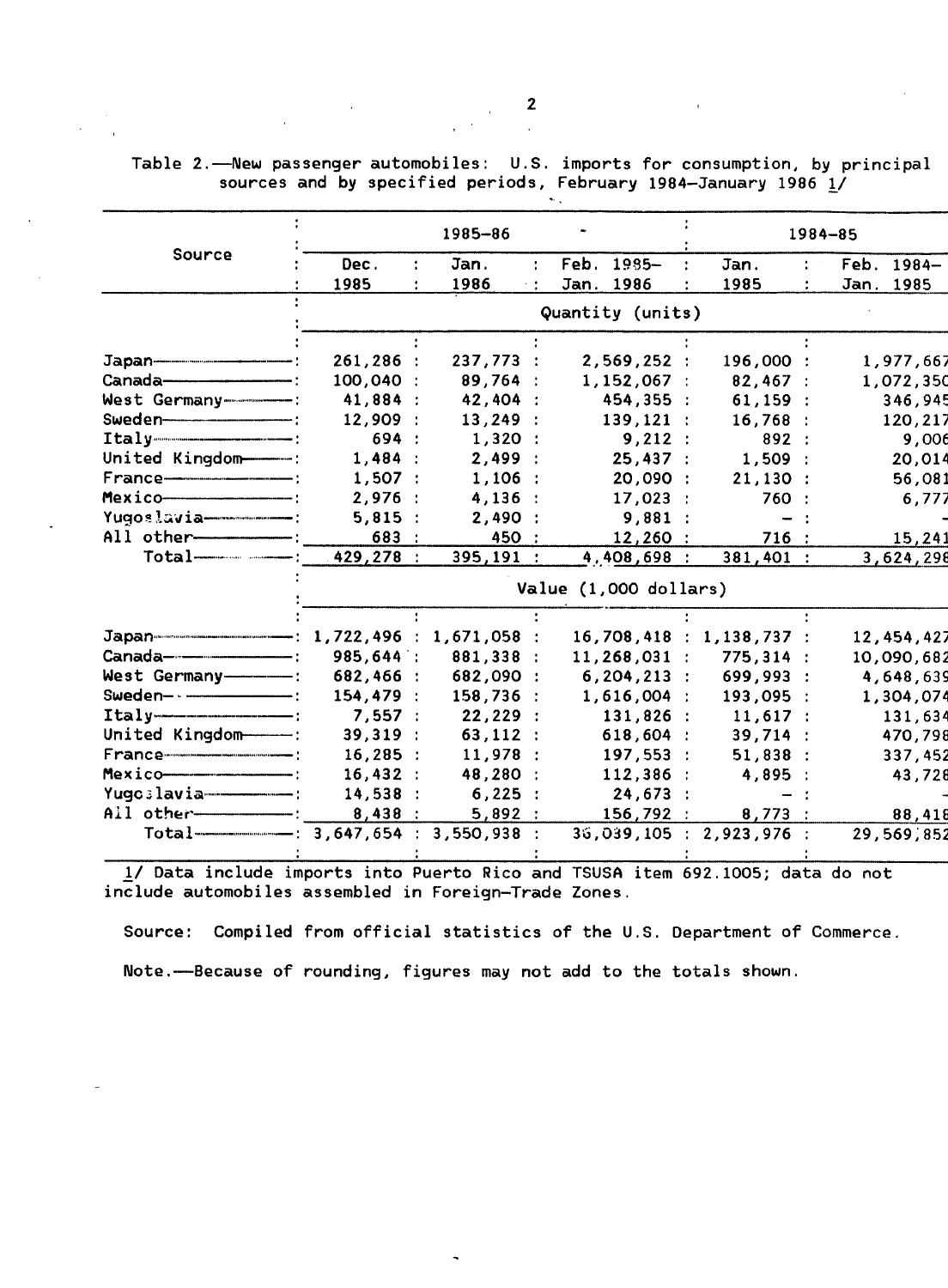Table 2.—New passenger automobiles: U.S. imports for consumption, by principal sources and by specified periods, February 1984–January 1986 1/

| Source | 1985–86 | | | 1984–85 | |
|---|---|---|---|---|---|
| | Dec. 1985 | Jan. 1986 | Feb. 1985– Jan. 1986 | Jan. 1985 | Feb. 1984– Jan. 1985 |
| | Quantity (units) | | | | |
| Japan | 261,286 | 237,773 | 2,569,252 | 196,000 | 1,977,667 |
| Canada | 100,040 | 89,764 | 1,152,067 | 82,467 | 1,072,350 |
| West Germany | 41,884 | 42,404 | 454,355 | 61,159 | 346,945 |
| Sweden | 12,909 | 13,249 | 139,121 | 16,768 | 120,217 |
| Italy | 694 | 1,320 | 9,212 | 892 | 9,006 |
| United Kingdom | 1,484 | 2,499 | 25,437 | 1,509 | 20,014 |
| France | 1,507 | 1,106 | 20,090 | 21,130 | 56,081 |
| Mexico | 2,976 | 4,136 | 17,023 | 760 | 6,777 |
| Yugoslavia | 5,815 | 2,490 | 9,881 | – | – |
| All other | 683 | 450 | 12,260 | 716 | 15,241 |
| Total | 429,278 | 395,191 | 4,408,698 | 381,401 | 3,624,298 |
| | Value (1,000 dollars) | | | | |
| Japan | 1,722,496 | 1,671,058 | 16,708,418 | 1,138,737 | 12,454,427 |
| Canada | 985,644 | 881,338 | 11,268,031 | 775,314 | 10,090,682 |
| West Germany | 682,466 | 682,090 | 6,204,213 | 699,993 | 4,648,639 |
| Sweden | 154,479 | 158,736 | 1,616,004 | 193,095 | 1,304,074 |
| Italy | 7,557 | 22,229 | 131,826 | 11,617 | 131,634 |
| United Kingdom | 39,319 | 63,112 | 618,604 | 39,714 | 470,798 |
| France | 16,285 | 11,978 | 197,553 | 51,838 | 337,452 |
| Mexico | 16,432 | 48,280 | 112,386 | 4,895 | 43,728 |
| Yugoslavia | 14,538 | 6,225 | 24,673 | – | – |
| All other | 8,438 | 5,892 | 156,792 | 8,773 | 88,418 |
| Total | 3,647,654 | 3,550,938 | 36,039,105 | 2,923,976 | 29,569,852 |

1/ Data include imports into Puerto Rico and TSUSA item 692.1005; data do not include automobiles assembled in Foreign-Trade Zones.

Source: Compiled from official statistics of the U.S. Department of Commerce.

Note.—Because of rounding, figures may not add to the totals shown.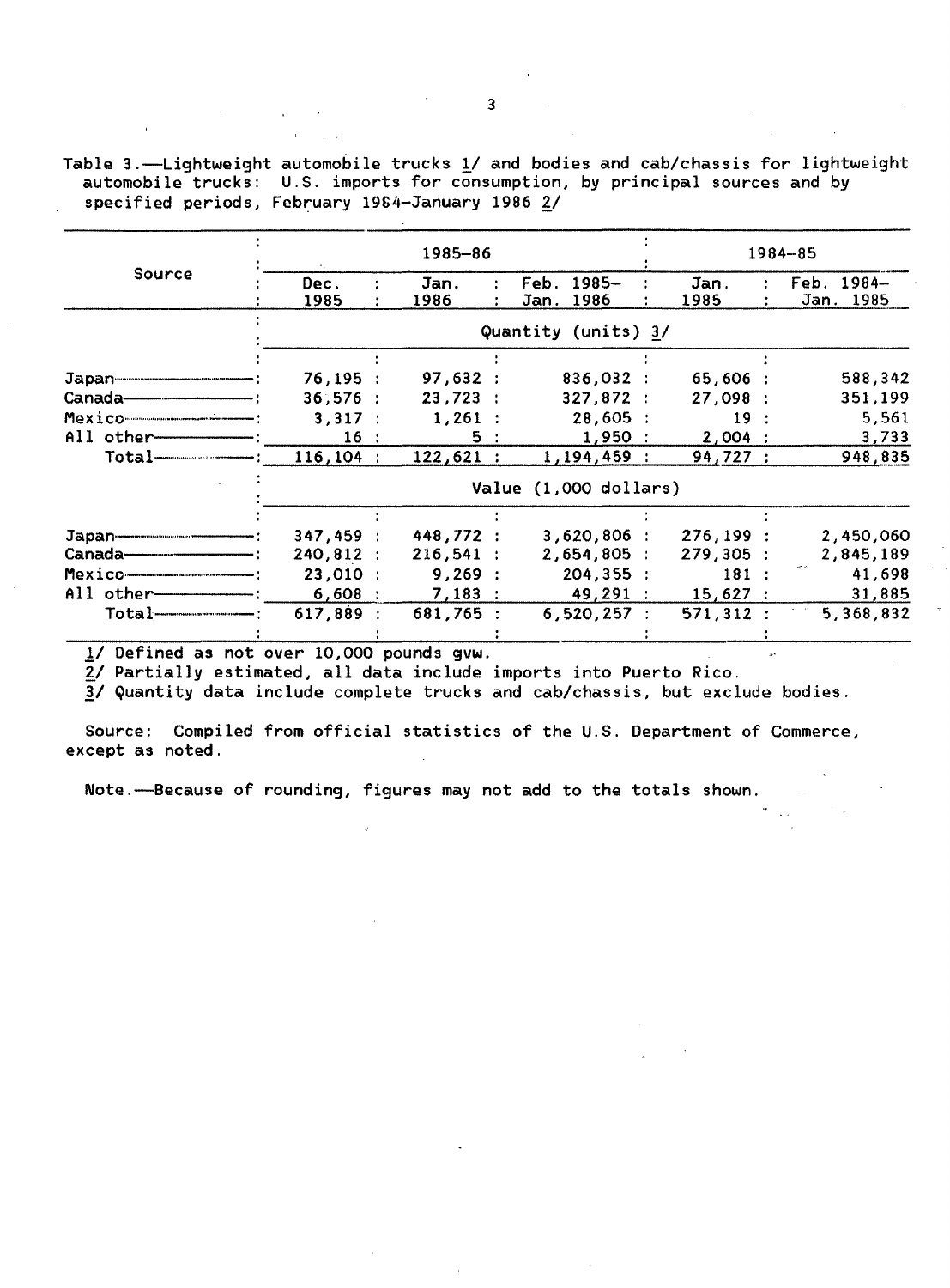Table 3.—Lightweight automobile trucks 1/ and bodies and cab/chassis for lightweight automobile trucks: U.S. imports for consumption, by principal sources and by specified periods, February 1984–January 1986 2/

| Source | 1985–86 | | | 1984–85 | |
|---|---|---|---|---|---|
| | Dec. 1985 | Jan. 1986 | Feb. 1985– Jan. 1986 | Jan. 1985 | Feb. 1984– Jan. 1985 |
| | Quantity (units) 3/ | | | | |
| Japan | 76,195 | 97,632 | 836,032 | 65,606 | 588,342 |
| Canada | 36,576 | 23,723 | 327,872 | 27,098 | 351,199 |
| Mexico | 3,317 | 1,261 | 28,605 | 19 | 5,561 |
| All other | 16 | 5 | 1,950 | 2,004 | 3,733 |
| Total | 116,104 | 122,621 | 1,194,459 | 94,727 | 948,835 |
| | Value (1,000 dollars) | | | | |
| Japan | 347,459 | 448,772 | 3,620,806 | 276,199 | 2,450,060 |
| Canada | 240,812 | 216,541 | 2,654,805 | 279,305 | 2,845,189 |
| Mexico | 23,010 | 9,269 | 204,355 | 181 | 41,698 |
| All other | 6,608 | 7,183 | 49,291 | 15,627 | 31,885 |
| Total | 617,889 | 681,765 | 6,520,257 | 571,312 | 5,368,832 |

1/ Defined as not over 10,000 pounds gvw.

2/ Partially estimated, all data include imports into Puerto Rico.

3/ Quantity data include complete trucks and cab/chassis, but exclude bodies.

Source: Compiled from official statistics of the U.S. Department of Commerce, except as noted.

Note.—Because of rounding, figures may not add to the totals shown.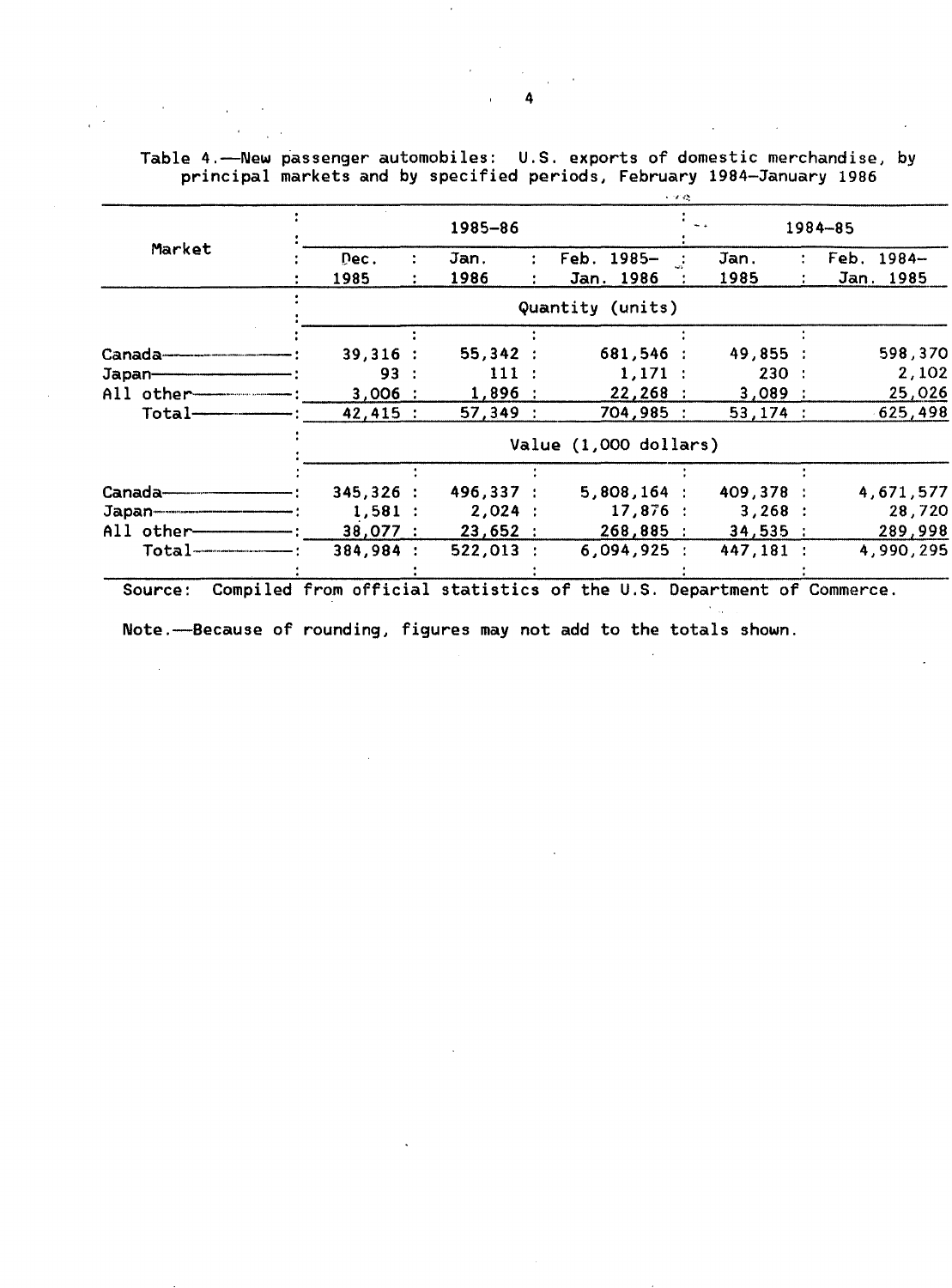Table 4.—New passenger automobiles: U.S. exports of domestic merchandise, by principal markets and by specified periods, February 1984–January 1986

| Market | 1985–86 | | | 1984–85 | |
|---|---|---|---|---|---|
| | Dec. 1985 | Jan. 1986 | Feb. 1985–Jan. 1986 | Jan. 1985 | Feb. 1984–Jan. 1985 |
| | Quantity (units) | | | | |
| Canada | 39,316 | 55,342 | 681,546 | 49,855 | 598,370 |
| Japan | 93 | 111 | 1,171 | 230 | 2,102 |
| All other | 3,006 | 1,896 | 22,268 | 3,089 | 25,026 |
| Total | 42,415 | 57,349 | 704,985 | 53,174 | 625,498 |
| | Value (1,000 dollars) | | | | |
| Canada | 345,326 | 496,337 | 5,808,164 | 409,378 | 4,671,577 |
| Japan | 1,581 | 2,024 | 17,876 | 3,268 | 28,720 |
| All other | 38,077 | 23,652 | 268,885 | 34,535 | 289,998 |
| Total | 384,984 | 522,013 | 6,094,925 | 447,181 | 4,990,295 |

Source: Compiled from official statistics of the U.S. Department of Commerce.

Note.—Because of rounding, figures may not add to the totals shown.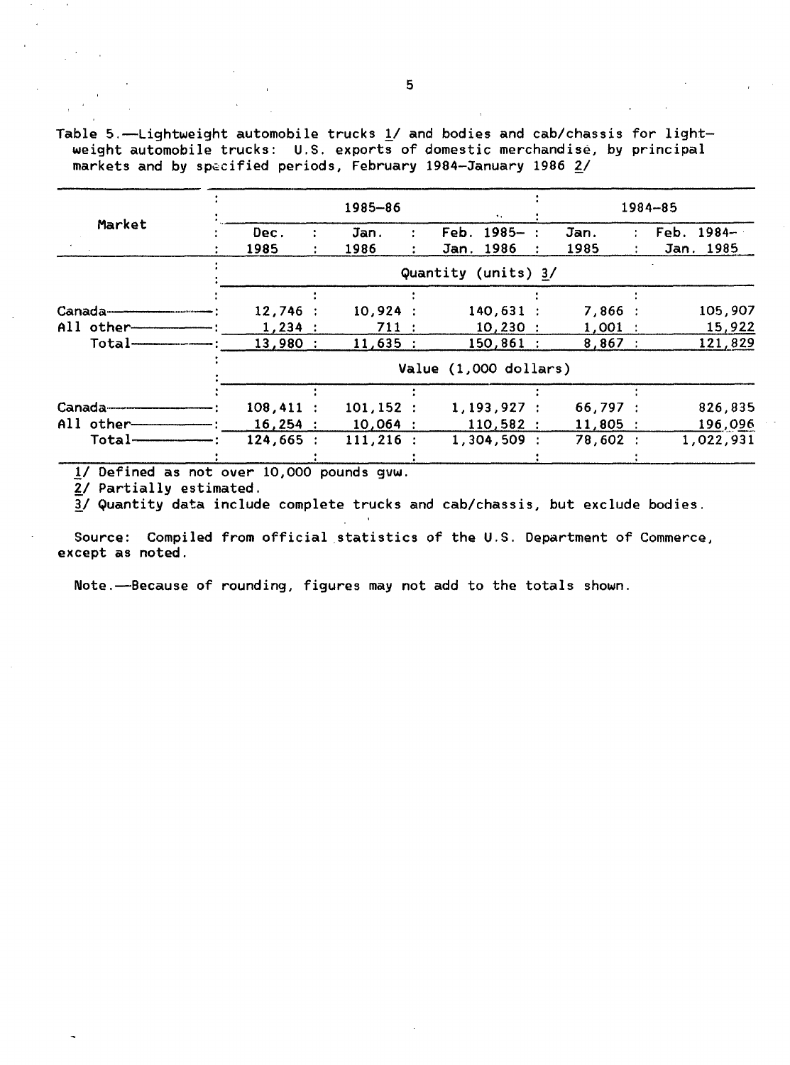Table 5.—Lightweight automobile trucks 1/ and bodies and cab/chassis for lightweight automobile trucks: U.S. exports of domestic merchandise, by principal markets and by specified periods, February 1984–January 1986 2/

| Market | 1985–86 | | | 1984–85 | |
|---|---|---|---|---|---|
| | Dec. 1985 | Jan. 1986 | Feb. 1985– Jan. 1986 | Jan. 1985 | Feb. 1984– Jan. 1985 |
| | Quantity (units) 3/ | | | | |
| Canada | 12,746 | 10,924 | 140,631 | 7,866 | 105,907 |
| All other | 1,234 | 711 | 10,230 | 1,001 | 15,922 |
| Total | 13,980 | 11,635 | 150,861 | 8,867 | 121,829 |
| | Value (1,000 dollars) | | | | |
| Canada | 108,411 | 101,152 | 1,193,927 | 66,797 | 826,835 |
| All other | 16,254 | 10,064 | 110,582 | 11,805 | 196,096 |
| Total | 124,665 | 111,216 | 1,304,509 | 78,602 | 1,022,931 |

1/ Defined as not over 10,000 pounds gvw.

2/ Partially estimated.

3/ Quantity data include complete trucks and cab/chassis, but exclude bodies.

Source: Compiled from official statistics of the U.S. Department of Commerce, except as noted.

Note.—Because of rounding, figures may not add to the totals shown.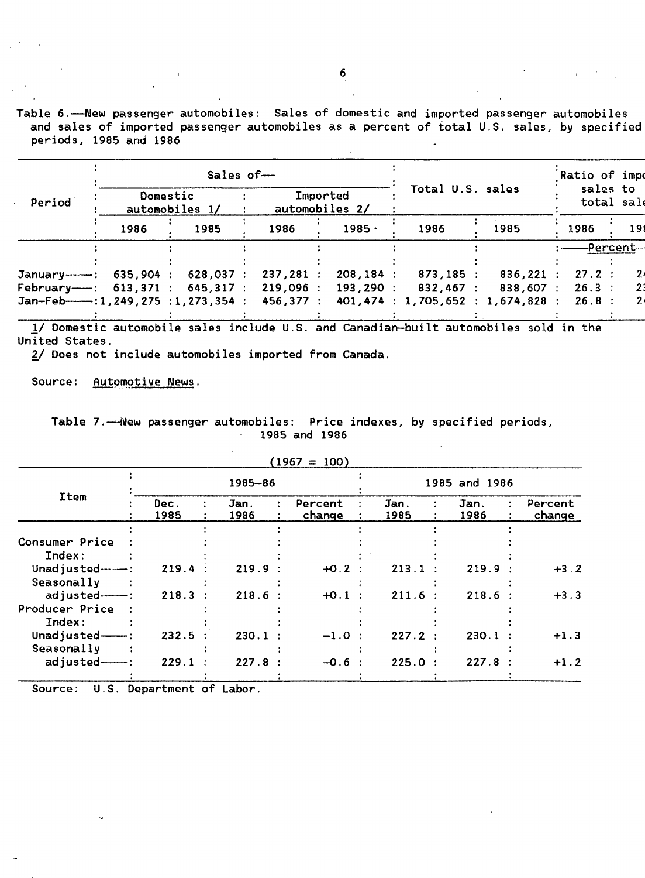Table 6.—New passenger automobiles: Sales of domestic and imported passenger automobiles and sales of imported passenger automobiles as a percent of total U.S. sales, by specified periods, 1985 and 1986

| Period | Sales of— Domestic automobiles 1/ | | Sales of— Imported automobiles 2/ | | Total U.S. sales | | Ratio of imports sales to total sales | |
|---|---|---|---|---|---|---|---|---|
| | 1986 | 1985 | 1986 | 1985 | 1986 | 1985 | 1986 | 19 |
| | | | | | | | —Percent— | |
| January | 635,904 | 628,037 | 237,281 | 208,184 | 873,185 | 836,221 | 27.2 | 2 |
| February | 613,371 | 645,317 | 219,096 | 193,290 | 832,467 | 838,607 | 26.3 | 2 |
| Jan-Feb | 1,249,275 | 1,273,354 | 456,377 | 401,474 | 1,705,652 | 1,674,828 | 26.8 | 2 |

1/ Domestic automobile sales include U.S. and Canadian-built automobiles sold in the United States.

2/ Does not include automobiles imported from Canada.

Source: Automotive News.

Table 7.—New passenger automobiles: Price indexes, by specified periods, 1985 and 1986

(1967 = 100)

| Item | 1985-86 Dec. 1985 | 1985-86 Jan. 1986 | 1985-86 Percent change | 1985 and 1986 Jan. 1985 | 1985 and 1986 Jan. 1986 | 1985 and 1986 Percent change |
|---|---|---|---|---|---|---|
| Consumer Price Index: | | | | | | |
| Unadjusted | 219.4 | 219.9 | +0.2 | 213.1 | 219.9 | +3.2 |
| Seasonally adjusted | 218.3 | 218.6 | +0.1 | 211.6 | 218.6 | +3.3 |
| Producer Price Index: | | | | | | |
| Unadjusted | 232.5 | 230.1 | -1.0 | 227.2 | 230.1 | +1.3 |
| Seasonally adjusted | 229.1 | 227.8 | -0.6 | 225.0 | 227.8 | +1.2 |

Source: U.S. Department of Labor.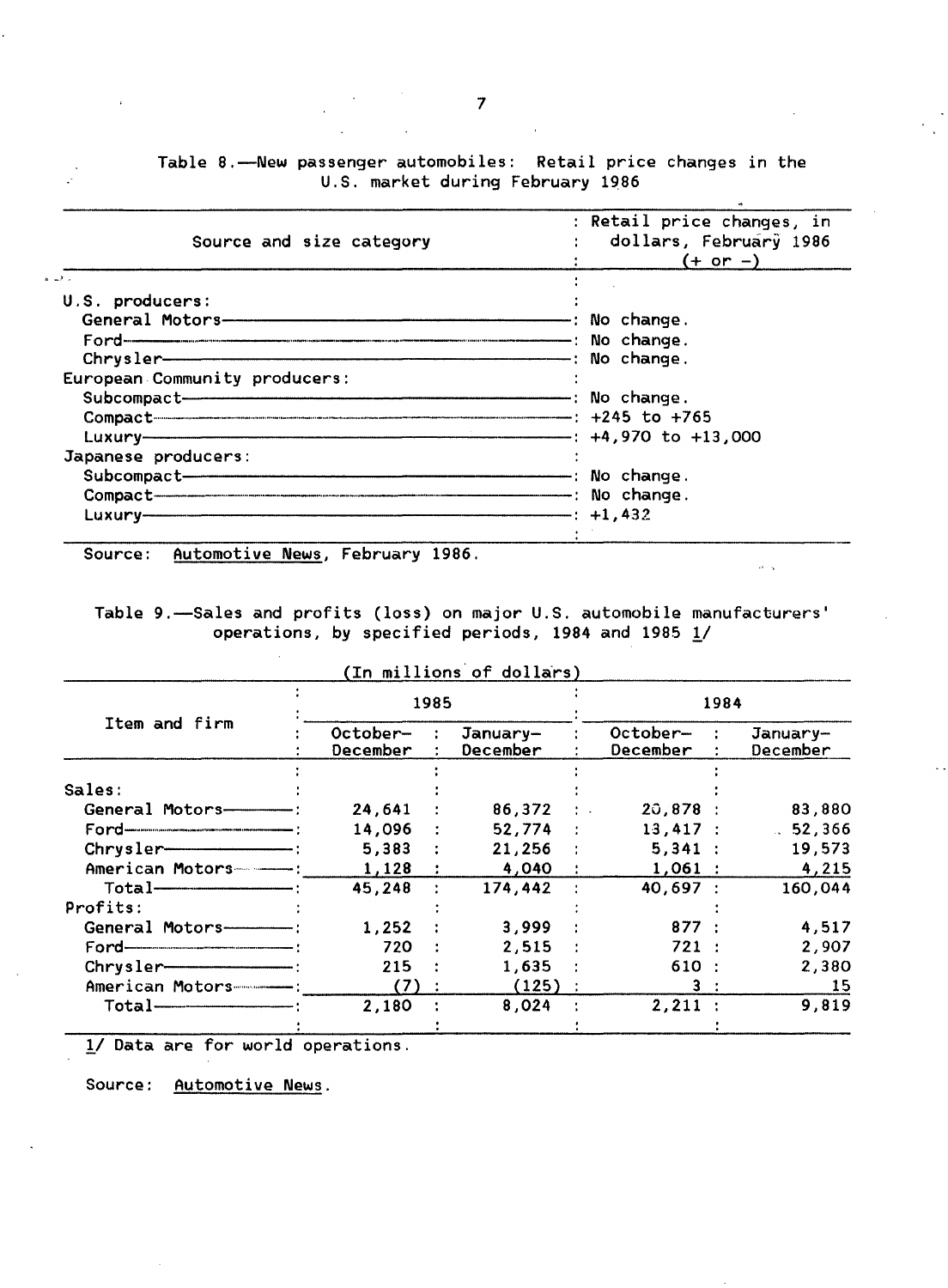Table 8.—New passenger automobiles: Retail price changes in the U.S. market during February 1986

| Source and size category | Retail price changes, in dollars, February 1986 (+ or -) |
|---|---|
| U.S. producers: | |
| General Motors | No change. |
| Ford | No change. |
| Chrysler | No change. |
| European Community producers: | |
| Subcompact | No change. |
| Compact | +245 to +765 |
| Luxury | +4,970 to +13,000 |
| Japanese producers: | |
| Subcompact | No change. |
| Compact | No change. |
| Luxury | +1,432 |

Source: Automotive News, February 1986.

Table 9.—Sales and profits (loss) on major U.S. automobile manufacturers' operations, by specified periods, 1984 and 1985 1/

(In millions of dollars)

| Item and firm | 1985 | | 1984 | |
|---|---|---|---|---|
| | October–December | January–December | October–December | January–December |
| Sales: | | | | |
| General Motors | 24,641 | 86,372 | 20,878 | 83,880 |
| Ford | 14,096 | 52,774 | 13,417 | 52,366 |
| Chrysler | 5,383 | 21,256 | 5,341 | 19,573 |
| American Motors | 1,128 | 4,040 | 1,061 | 4,215 |
| Total | 45,248 | 174,442 | 40,697 | 160,044 |
| Profits: | | | | |
| General Motors | 1,252 | 3,999 | 877 | 4,517 |
| Ford | 720 | 2,515 | 721 | 2,907 |
| Chrysler | 215 | 1,635 | 610 | 2,380 |
| American Motors | (7) | (125) | 3 | 15 |
| Total | 2,180 | 8,024 | 2,211 | 9,819 |

1/ Data are for world operations.

Source: Automotive News.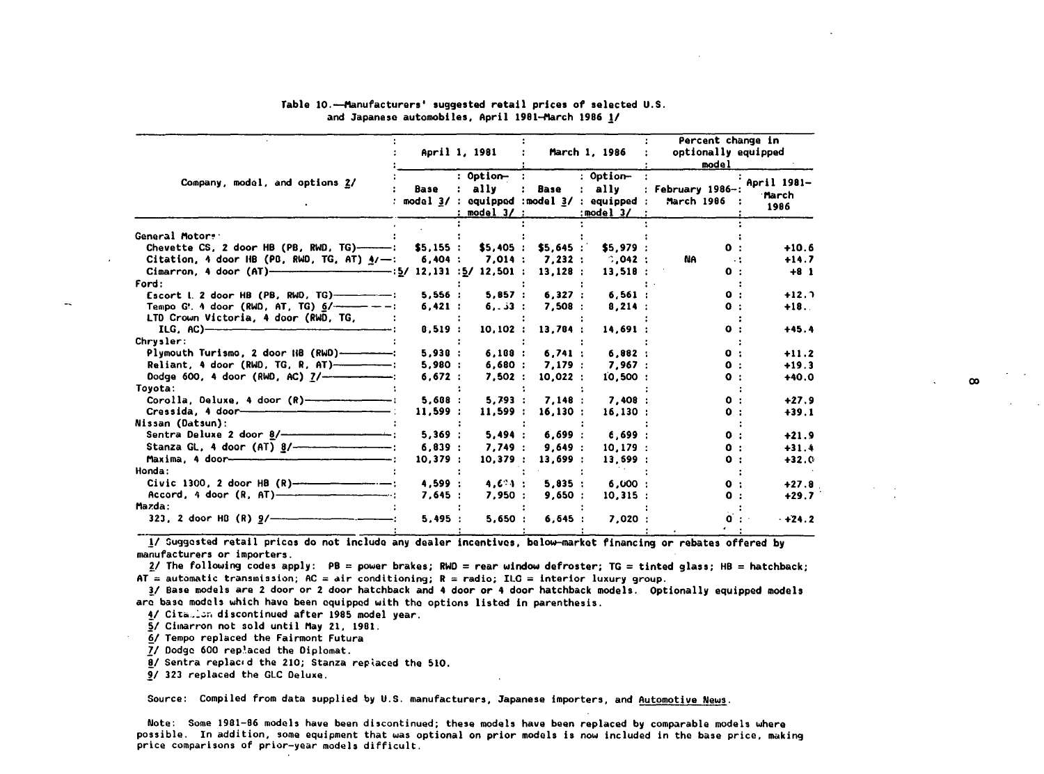Table 10.—Manufacturers' suggested retail prices of selected U.S. and Japanese automobiles, April 1981–March 1986 1/

| Company, model, and options 2/ | April 1, 1981 | | March 1, 1986 | | Percent change in optionally equipped model | |
|---|---|---|---|---|---|---|
| | Base model 3/ | Optionally equipped model 3/ | Base model 3/ | Optionally equipped model 3/ | February 1986–March 1986 | April 1981–March 1986 |
| General Motors: | | | | | | |
| Chevette CS, 2 door HB (PB, RWD, TG) | $5,155 | $5,405 | $5,645 | $5,979 | 0 | +10.6 |
| Citation, 4 door HB (PB, RWD, TG, AT) 4/ | 6,404 | 7,014 | 7,232 | ?,042 | NA | +14.7 |
| Cimarron, 4 door (AT) | 5/ 12,131 | 5/ 12,501 | 13,128 | 13,518 | 0 | +8 1 |
| Ford: | | | | | | |
| Escort L 2 door HB (PB, RWD, TG) | 5,556 | 5,857 | 6,327 | 6,561 | 0 | +12.? |
| Tempo GL 4 door (RWD, AT, TG) 6/ | 6,421 | 6,..53 | 7,508 | 8,214 | 0 | +18.. |
| LTD Crown Victoria, 4 door (RWD, TG, ILG, AC) | 8,519 | 10,102 | 13,784 | 14,691 | 0 | +45.4 |
| Chrysler: | | | | | | |
| Plymouth Turismo, 2 door HB (RWD) | 5,938 | 6,188 | 6,741 | 6,882 | 0 | +11.2 |
| Reliant, 4 door (RWD, TG, R, AT) | 5,980 | 6,680 | 7,179 | 7,967 | 0 | +19.3 |
| Dodge 600, 4 door (RWD, AC) 7/ | 6,672 | 7,502 | 10,022 | 10,500 | 0 | +40.0 |
| Toyota: | | | | | | |
| Corolla, Deluxe, 4 door (R) | 5,608 | 5,793 | 7,148 | 7,408 | 0 | +27.9 |
| Cressida, 4 door | 11,599 | 11,599 | 16,130 | 16,130 | 0 | +39.1 |
| Nissan (Datsun): | | | | | | |
| Sentra Deluxe 2 door 8/ | 5,369 | 5,494 | 6,699 | 6,699 | 0 | +21.9 |
| Stanza GL, 4 door (AT) 8/ | 6,839 | 7,749 | 9,649 | 10,179 | 0 | +31.4 |
| Maxima, 4 door | 10,379 | 10,379 | 13,699 | 13,699 | 0 | +32.0 |
| Honda: | | | | | | |
| Civic 1300, 2 door HB (R) | 4,599 | 4,6?? | 5,835 | 6,000 | 0 | +27.8 |
| Accord, 4 door (R, AT) | 7,645 | 7,950 | 9,650 | 10,315 | 0 | +29.7 |
| Mazda: | | | | | | |
| 323, 2 door HB (R) 9/ | 5,495 | 5,650 | 6,645 | 7,020 | 0 | +24.2 |

1/ Suggested retail prices do not include any dealer incentives, below-market financing or rebates offered by manufacturers or importers.

2/ The following codes apply: PB = power brakes; RWD = rear window defroster; TG = tinted glass; HB = hatchback; AT = automatic transmission; AC = air conditioning; R = radio; ILG = interior luxury group.

3/ Base models are 2 door or 2 door hatchback and 4 door or 4 door hatchback models. Optionally equipped models are base models which have been equipped with the options listed in parenthesis.

4/ Citation discontinued after 1985 model year.

5/ Cimarron not sold until May 21, 1981.

6/ Tempo replaced the Fairmont Futura

7/ Dodge 600 replaced the Diplomat.

8/ Sentra replaced the 210; Stanza replaced the 510.

9/ 323 replaced the GLC Deluxe.

Source: Compiled from data supplied by U.S. manufacturers, Japanese importers, and Automotive News.

Note: Some 1981-86 models have been discontinued; these models have been replaced by comparable models where possible. In addition, some equipment that was optional on prior models is now included in the base price, making price comparisons of prior-year models difficult.